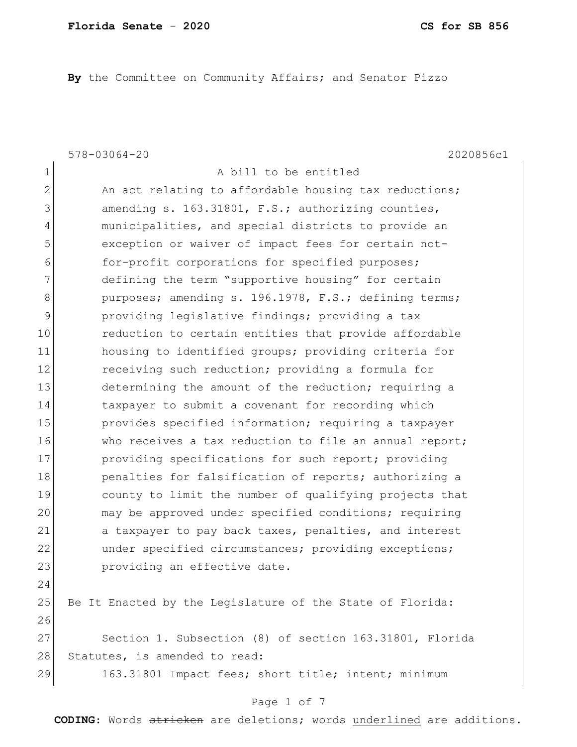**By** the Committee on Community Affairs; and Senator Pizzo

578-03064-20 2020856c1

A bill to be entitled

An act relating to affordable housing tax reductions; amending s. 163.31801, F.S.; authorizing counties, municipalities, and special districts to provide an exception or waiver of impact fees for certain not-for-profit corporations for specified purposes; defining the term "supportive housing" for certain purposes; amending s. 196.1978, F.S.; defining terms; providing legislative findings; providing a tax reduction to certain entities that provide affordable housing to identified groups; providing criteria for receiving such reduction; providing a formula for determining the amount of the reduction; requiring a taxpayer to submit a covenant for recording which provides specified information; requiring a taxpayer who receives a tax reduction to file an annual report; providing specifications for such report; providing penalties for falsification of reports; authorizing a county to limit the number of qualifying projects that may be approved under specified conditions; requiring a taxpayer to pay back taxes, penalties, and interest under specified circumstances; providing exceptions; providing an effective date.

Be It Enacted by the Legislature of the State of Florida:

Section 1. Subsection (8) of section 163.31801, Florida Statutes, is amended to read:

163.31801 Impact fees; short title; intent; minimum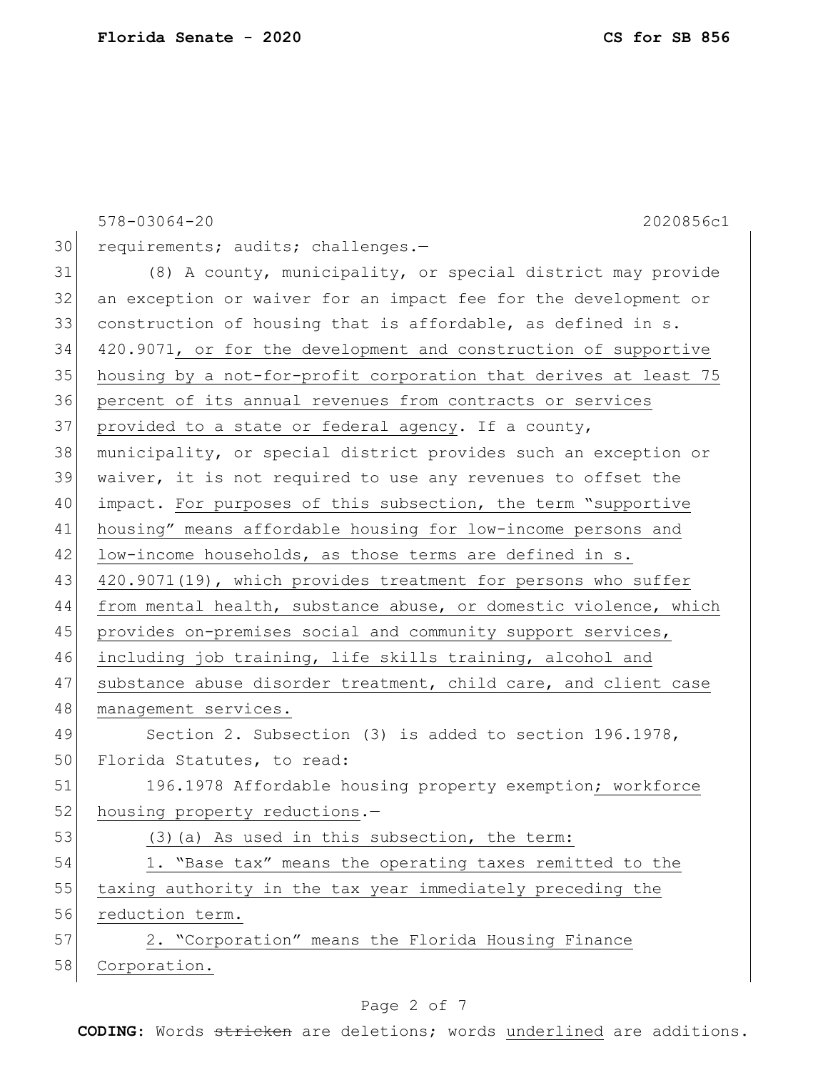requirements; audits; challenges.—

(8) A county, municipality, or special district may provide an exception or waiver for an impact fee for the development or construction of housing that is affordable, as defined in s. 420.9071, or for the development and construction of supportive housing by a not-for-profit corporation that derives at least 75 percent of its annual revenues from contracts or services provided to a state or federal agency. If a county, municipality, or special district provides such an exception or waiver, it is not required to use any revenues to offset the impact. For purposes of this subsection, the term "supportive housing" means affordable housing for low-income persons and low-income households, as those terms are defined in s. 420.9071(19), which provides treatment for persons who suffer from mental health, substance abuse, or domestic violence, which provides on-premises social and community support services, including job training, life skills training, alcohol and substance abuse disorder treatment, child care, and client case management services.

Section 2. Subsection (3) is added to section 196.1978, Florida Statutes, to read:

196.1978 Affordable housing property exemption; workforce housing property reductions.—

(3)(a) As used in this subsection, the term:

1. "Base tax" means the operating taxes remitted to the taxing authority in the tax year immediately preceding the reduction term.

2. "Corporation" means the Florida Housing Finance Corporation.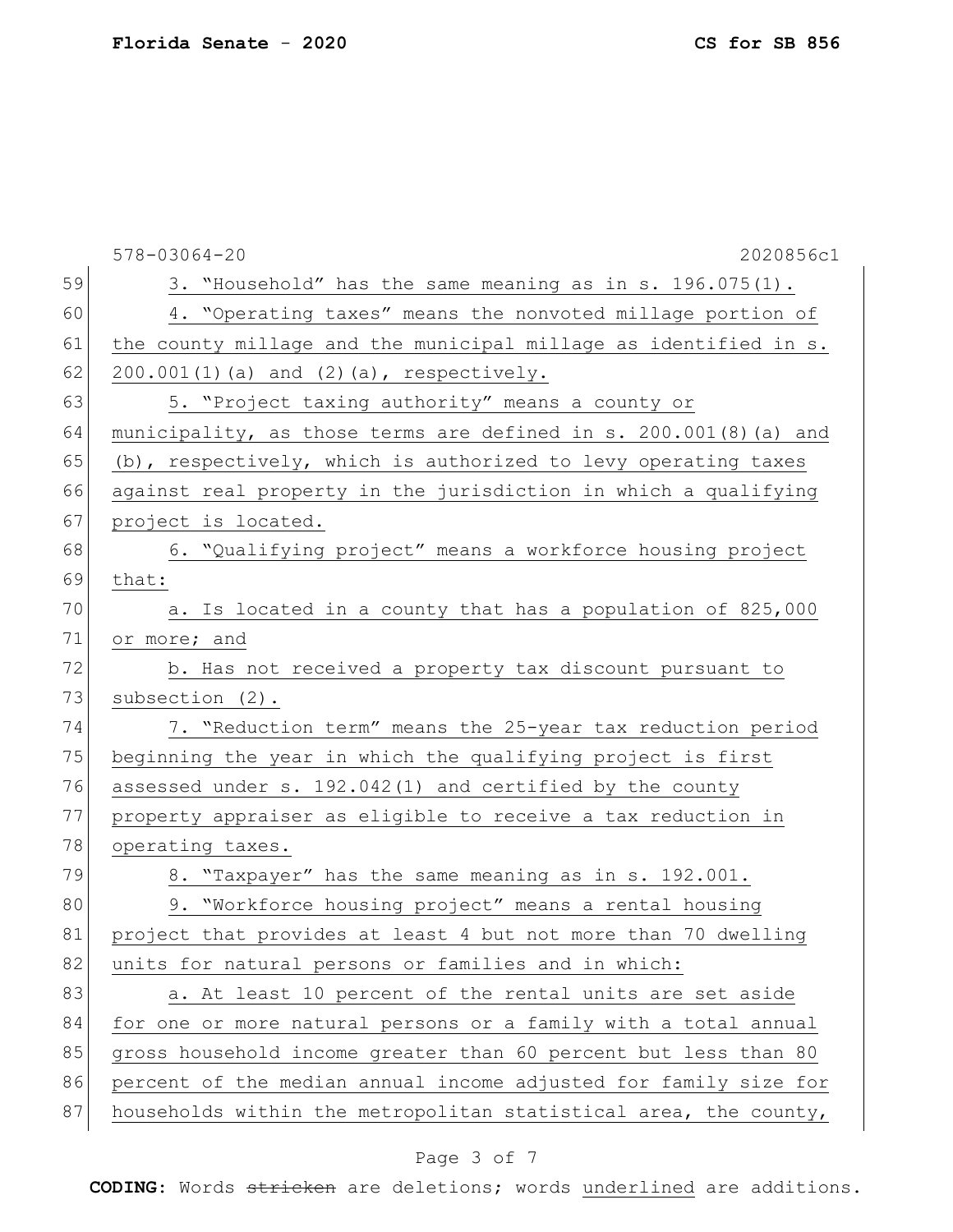3. “Household” has the same meaning as in s. 196.075(1).

4. “Operating taxes” means the nonvoted millage portion of the county millage and the municipal millage as identified in s. 200.001(1)(a) and (2)(a), respectively.

5. “Project taxing authority” means a county or municipality, as those terms are defined in s. 200.001(8)(a) and (b), respectively, which is authorized to levy operating taxes against real property in the jurisdiction in which a qualifying project is located.

6. “Qualifying project” means a workforce housing project that:

a. Is located in a county that has a population of 825,000 or more; and

b. Has not received a property tax discount pursuant to subsection (2).

7. “Reduction term” means the 25-year tax reduction period beginning the year in which the qualifying project is first assessed under s. 192.042(1) and certified by the county property appraiser as eligible to receive a tax reduction in operating taxes.

8. “Taxpayer” has the same meaning as in s. 192.001.

9. “Workforce housing project” means a rental housing project that provides at least 4 but not more than 70 dwelling units for natural persons or families and in which:

a. At least 10 percent of the rental units are set aside for one or more natural persons or a family with a total annual gross household income greater than 60 percent but less than 80 percent of the median annual income adjusted for family size for households within the metropolitan statistical area, the county,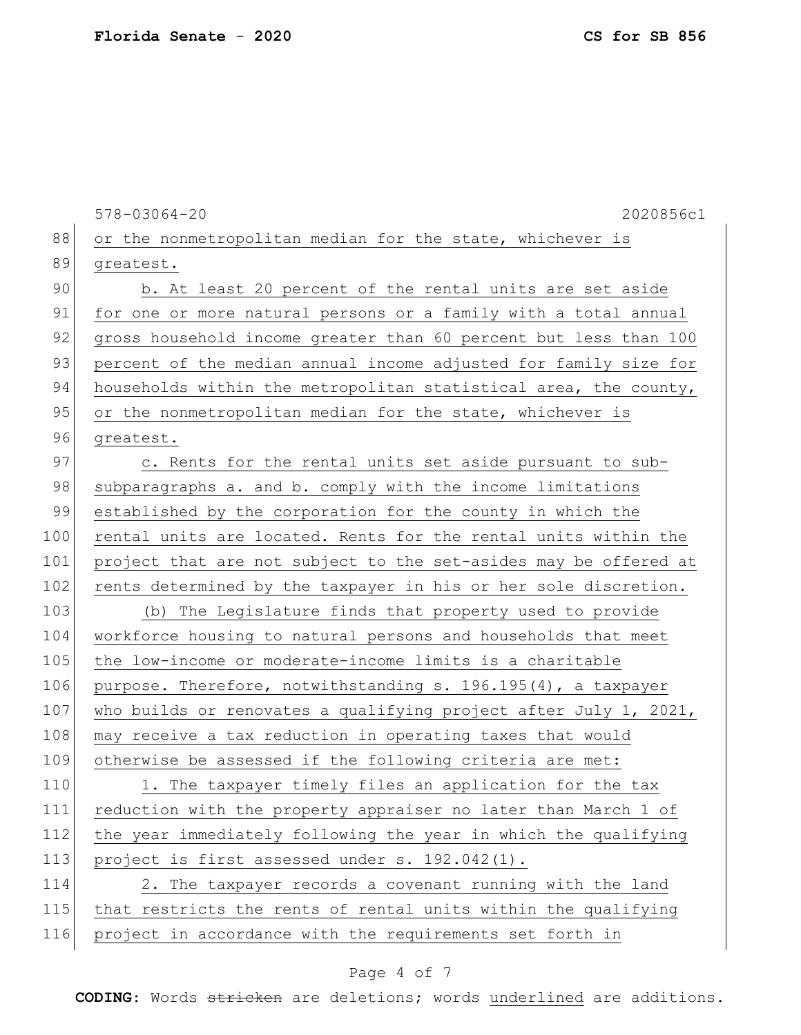or the nonmetropolitan median for the state, whichever is greatest.

b. At least 20 percent of the rental units are set aside for one or more natural persons or a family with a total annual gross household income greater than 60 percent but less than 100 percent of the median annual income adjusted for family size for households within the metropolitan statistical area, the county, or the nonmetropolitan median for the state, whichever is greatest.

c. Rents for the rental units set aside pursuant to sub-subparagraphs a. and b. comply with the income limitations established by the corporation for the county in which the rental units are located. Rents for the rental units within the project that are not subject to the set-asides may be offered at rents determined by the taxpayer in his or her sole discretion.

(b) The Legislature finds that property used to provide workforce housing to natural persons and households that meet the low-income or moderate-income limits is a charitable purpose. Therefore, notwithstanding s. 196.195(4), a taxpayer who builds or renovates a qualifying project after July 1, 2021, may receive a tax reduction in operating taxes that would otherwise be assessed if the following criteria are met:

1. The taxpayer timely files an application for the tax reduction with the property appraiser no later than March 1 of the year immediately following the year in which the qualifying project is first assessed under s. 192.042(1).

2. The taxpayer records a covenant running with the land that restricts the rents of rental units within the qualifying project in accordance with the requirements set forth in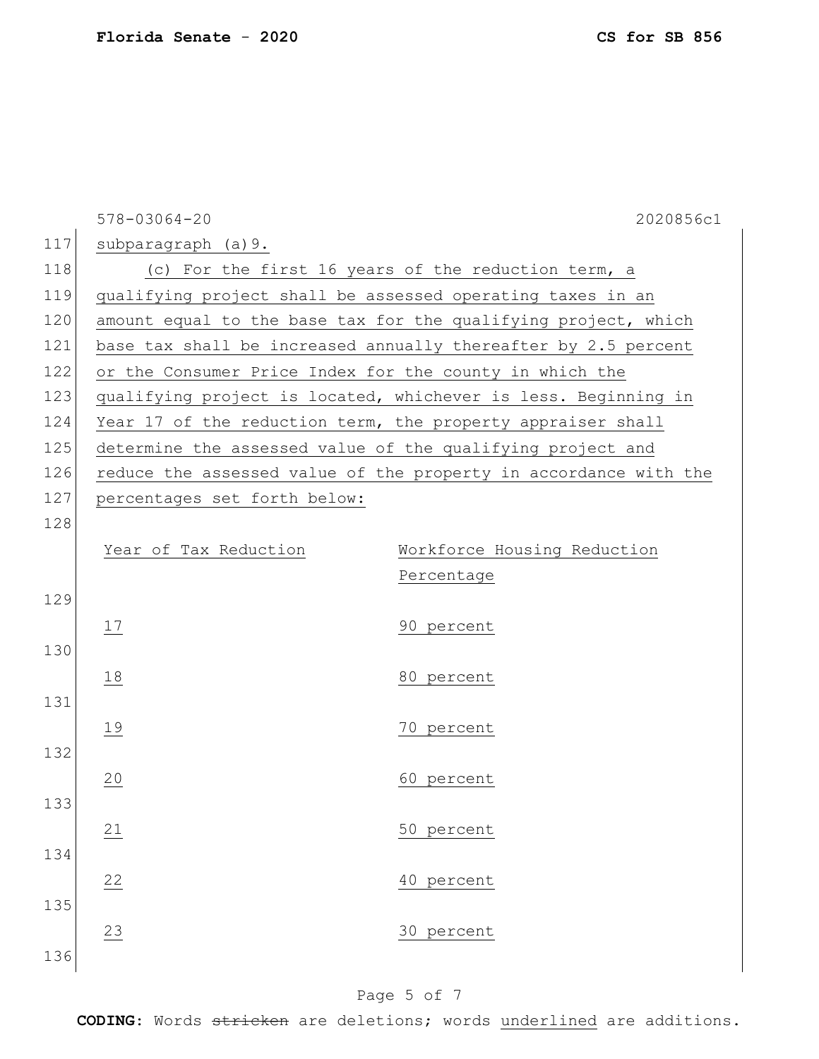578-03064-20 2020856c1

subparagraph (a)9.

(c) For the first 16 years of the reduction term, a qualifying project shall be assessed operating taxes in an amount equal to the base tax for the qualifying project, which base tax shall be increased annually thereafter by 2.5 percent or the Consumer Price Index for the county in which the qualifying project is located, whichever is less. Beginning in Year 17 of the reduction term, the property appraiser shall determine the assessed value of the qualifying project and reduce the assessed value of the property in accordance with the percentages set forth below:

| Year of Tax Reduction | Workforce Housing Reduction Percentage |
| --- | --- |
| 17 | 90 percent |
| 18 | 80 percent |
| 19 | 70 percent |
| 20 | 60 percent |
| 21 | 50 percent |
| 22 | 40 percent |
| 23 | 30 percent |

**CODING:** Words ~~stricken~~ are deletions; words underlined are additions.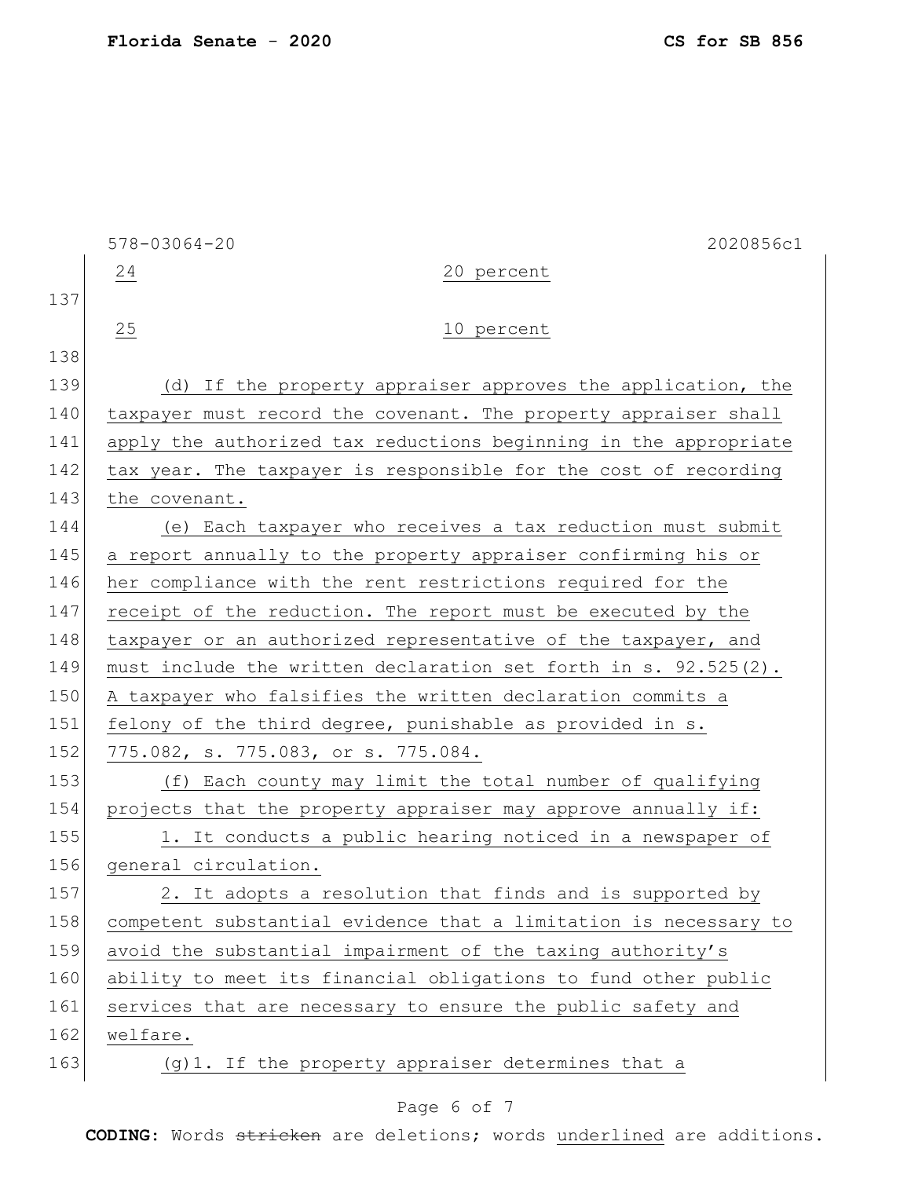| | |
|---|---|
| 24 | 20 percent |
| 25 | 10 percent |

(d) If the property appraiser approves the application, the taxpayer must record the covenant. The property appraiser shall apply the authorized tax reductions beginning in the appropriate tax year. The taxpayer is responsible for the cost of recording the covenant.

(e) Each taxpayer who receives a tax reduction must submit a report annually to the property appraiser confirming his or her compliance with the rent restrictions required for the receipt of the reduction. The report must be executed by the taxpayer or an authorized representative of the taxpayer, and must include the written declaration set forth in s. 92.525(2). A taxpayer who falsifies the written declaration commits a felony of the third degree, punishable as provided in s. 775.082, s. 775.083, or s. 775.084.

(f) Each county may limit the total number of qualifying projects that the property appraiser may approve annually if:

1. It conducts a public hearing noticed in a newspaper of general circulation.

2. It adopts a resolution that finds and is supported by competent substantial evidence that a limitation is necessary to avoid the substantial impairment of the taxing authority's ability to meet its financial obligations to fund other public services that are necessary to ensure the public safety and welfare.

(g)1. If the property appraiser determines that a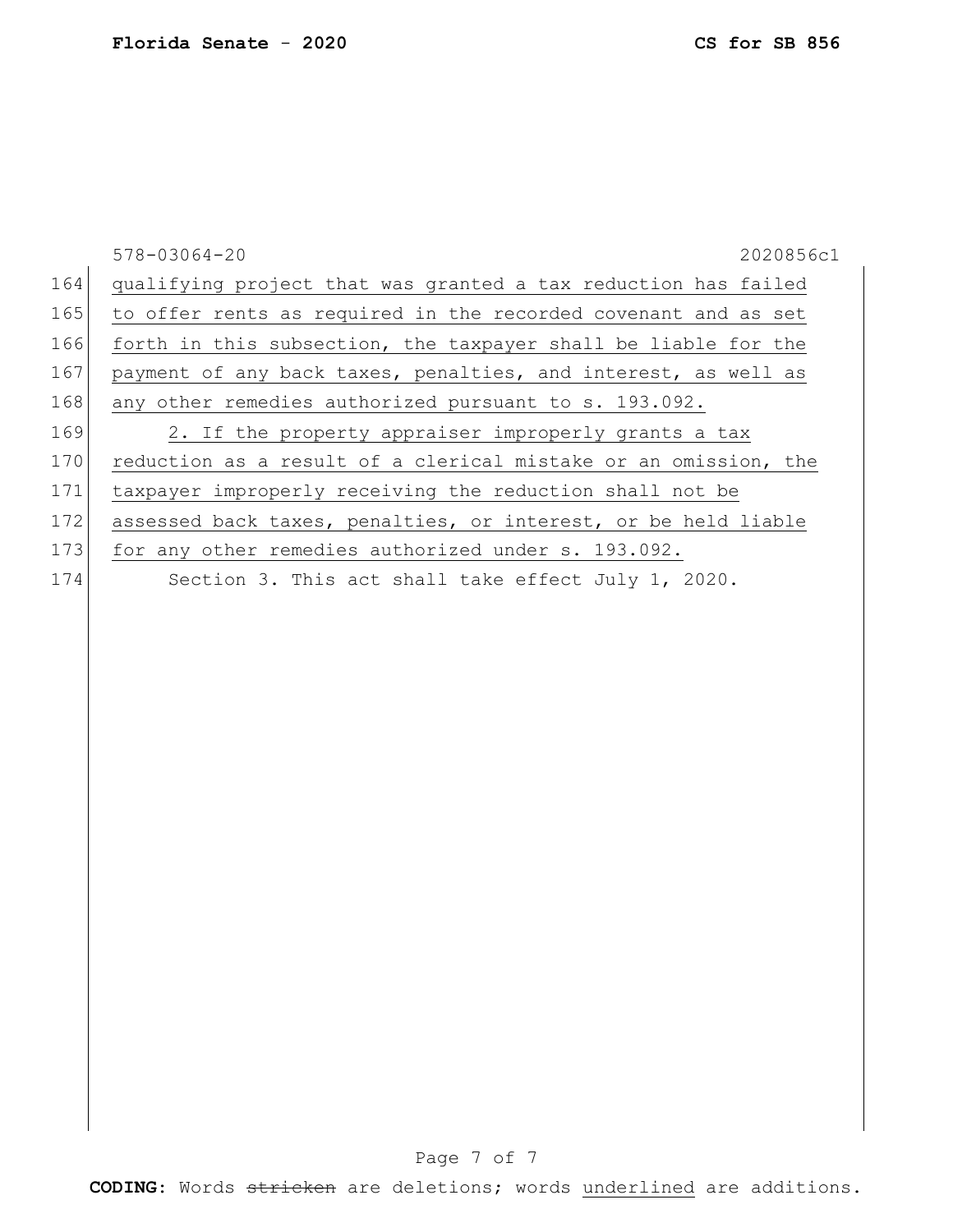578-03064-20 2020856c1

164 qualifying project that was granted a tax reduction has failed
165 to offer rents as required in the recorded covenant and as set
166 forth in this subsection, the taxpayer shall be liable for the
167 payment of any back taxes, penalties, and interest, as well as
168 any other remedies authorized pursuant to s. 193.092.
169 2. If the property appraiser improperly grants a tax
170 reduction as a result of a clerical mistake or an omission, the
171 taxpayer improperly receiving the reduction shall not be
172 assessed back taxes, penalties, or interest, or be held liable
173 for any other remedies authorized under s. 193.092.
174 Section 3. This act shall take effect July 1, 2020.

**CODING:** Words ~~stricken~~ are deletions; words underlined are additions.